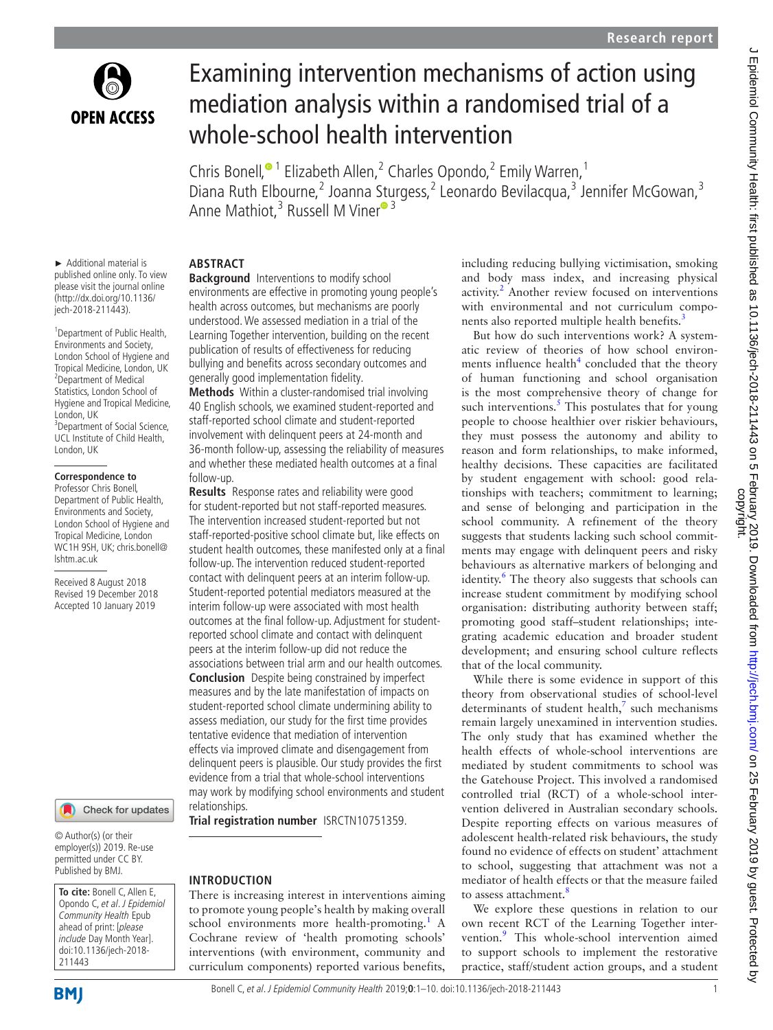# Examining intervention mechanisms of action using mediation analysis within a randomised trial of a whole-school health intervention

Chris Bonell,[1] Elizabeth Allen,[2] Charles Opondo,[2] Emily Warren,[1] Diana Ruth Elbourne,[2] Joanna Sturgess,[2] Leonardo Bevilacqua,[3] Jennifer McGowan,[3] Anne Mathiot,[3] Russell M Viner[3]

► Additional material is published online only. To view please visit the journal online (http://dx.doi.org/10.1136/jech-2018-211443).

[1]Department of Public Health, Environments and Society, London School of Hygiene and Tropical Medicine, London, UK
[2]Department of Medical Statistics, London School of Hygiene and Tropical Medicine, London, UK
[3]Department of Social Science, UCL Institute of Child Health, London, UK

**Correspondence to**
Professor Chris Bonell, Department of Public Health, Environments and Society, London School of Hygiene and Tropical Medicine, London WC1H 9SH, UK; chris.bonell@lshtm.ac.uk

Received 8 August 2018
Revised 19 December 2018
Accepted 10 January 2019

© Author(s) (or their employer(s)) 2019. Re-use permitted under CC BY. Published by BMJ.

**To cite:** Bonell C, Allen E, Opondo C, et al. *J Epidemiol Community Health* Epub ahead of print: [please include Day Month Year]. doi:10.1136/jech-2018-211443

## ABSTRACT

**Background** Interventions to modify school environments are effective in promoting young people's health across outcomes, but mechanisms are poorly understood. We assessed mediation in a trial of the Learning Together intervention, building on the recent publication of results of effectiveness for reducing bullying and benefits across secondary outcomes and generally good implementation fidelity.

**Methods** Within a cluster-randomised trial involving 40 English schools, we examined student-reported and staff-reported school climate and student-reported involvement with delinquent peers at 24-month and 36-month follow-up, assessing the reliability of measures and whether these mediated health outcomes at a final follow-up.

**Results** Response rates and reliability were good for student-reported but not staff-reported measures. The intervention increased student-reported but not staff-reported-positive school climate but, like effects on student health outcomes, these manifested only at a final follow-up. The intervention reduced student-reported contact with delinquent peers at an interim follow-up. Student-reported potential mediators measured at the interim follow-up were associated with most health outcomes at the final follow-up. Adjustment for student-reported school climate and contact with delinquent peers at the interim follow-up did not reduce the associations between trial arm and our health outcomes.

**Conclusion** Despite being constrained by imperfect measures and by the late manifestation of impacts on student-reported school climate undermining ability to assess mediation, our study for the first time provides tentative evidence that mediation of intervention effects via improved climate and disengagement from delinquent peers is plausible. Our study provides the first evidence from a trial that whole-school interventions may work by modifying school environments and student relationships.

**Trial registration number** ISRCTN10751359.

## INTRODUCTION

There is increasing interest in interventions aiming to promote young people's health by making overall school environments more health-promoting.[1] A Cochrane review of 'health promoting schools' interventions (with environment, community and curriculum components) reported various benefits, including reducing bullying victimisation, smoking and body mass index, and increasing physical activity.[2] Another review focused on interventions with environmental and not curriculum components also reported multiple health benefits.[3]

But how do such interventions work? A systematic review of theories of how school environments influence health[4] concluded that the theory of human functioning and school organisation is the most comprehensive theory of change for such interventions.[5] This postulates that for young people to choose healthier over riskier behaviours, they must possess the autonomy and ability to reason and form relationships, to make informed, healthy decisions. These capacities are facilitated by student engagement with school: good relationships with teachers; commitment to learning; and sense of belonging and participation in the school community. A refinement of the theory suggests that students lacking such school commitments may engage with delinquent peers and risky behaviours as alternative markers of belonging and identity.[6] The theory also suggests that schools can increase student commitment by modifying school organisation: distributing authority between staff; promoting good staff–student relationships; integrating academic education and broader student development; and ensuring school culture reflects that of the local community.

While there is some evidence in support of this theory from observational studies of school-level determinants of student health,[7] such mechanisms remain largely unexamined in intervention studies. The only study that has examined whether the health effects of whole-school interventions are mediated by student commitments to school was the Gatehouse Project. This involved a randomised controlled trial (RCT) of a whole-school intervention delivered in Australian secondary schools. Despite reporting effects on various measures of adolescent health-related risk behaviours, the study found no evidence of effects on student' attachment to school, suggesting that attachment was not a mediator of health effects or that the measure failed to assess attachment.[8]

We explore these questions in relation to our own recent RCT of the Learning Together intervention.[9] This whole-school intervention aimed to support schools to implement the restorative practice, staff/student action groups, and a student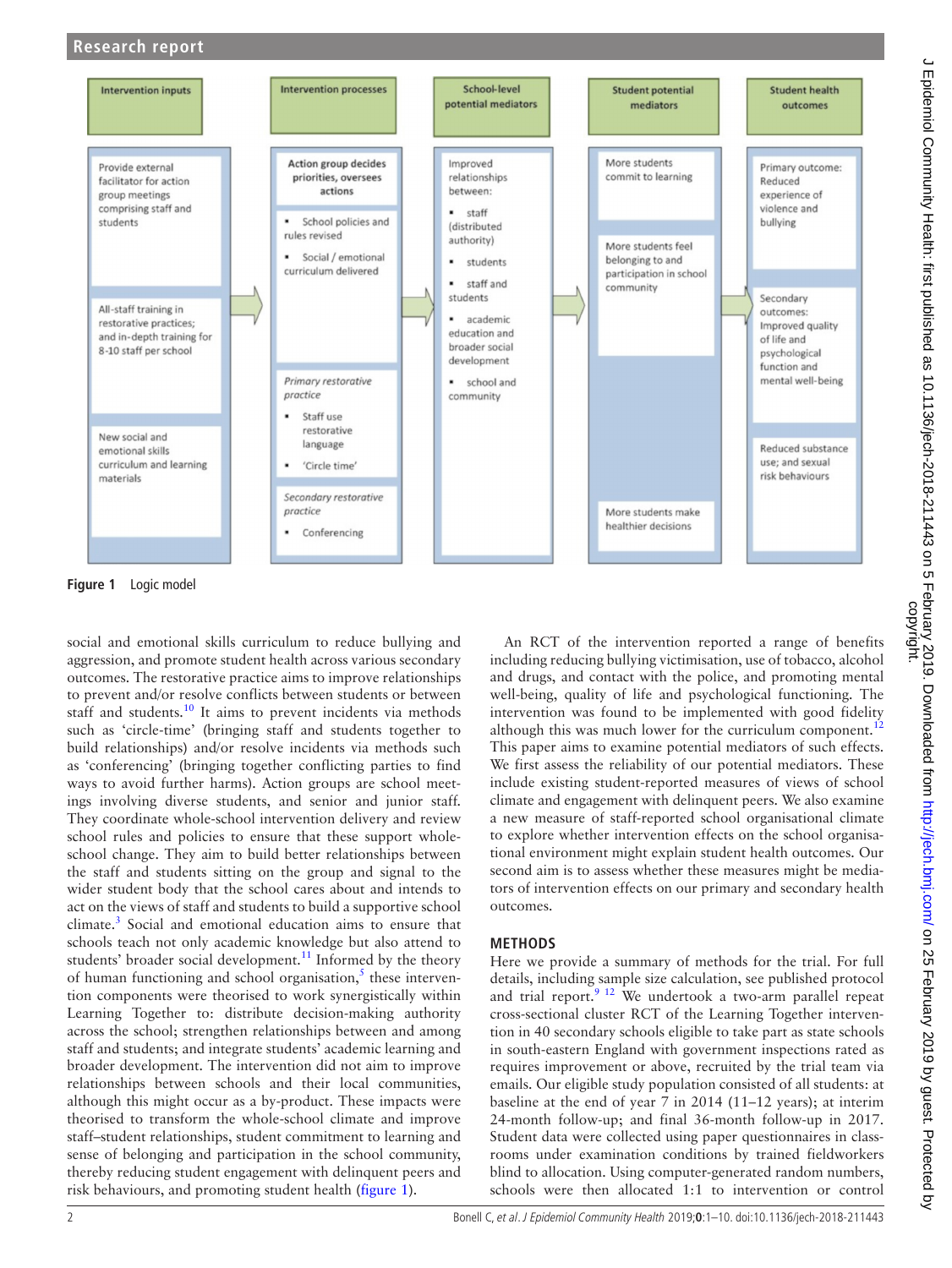| Intervention inputs | Intervention processes | School-level potential mediators | Student potential mediators | Student health outcomes |
|---|---|---|---|---|
| Provide external facilitator for action group meetings comprising staff and students | Action group decides priorities, oversees actions<br>▪ School policies and rules revised<br>▪ Social / emotional curriculum delivered | Improved relationships between:<br>▪ staff (distributed authority)<br>▪ students<br>▪ staff and students<br>▪ academic education and broader social development<br>▪ school and community | More students commit to learning | Primary outcome: Reduced experience of violence and bullying |
| All-staff training in restorative practices; and in-depth training for 8-10 staff per school | *Primary restorative practice*<br>▪ Staff use restorative language<br>▪ 'Circle time' | | More students feel belonging to and participation in school community | Secondary outcomes: Improved quality of life and psychological function and mental well-being |
| New social and emotional skills curriculum and learning materials | *Secondary restorative practice*<br>▪ Conferencing | | More students make healthier decisions | Reduced substance use; and sexual risk behaviours |

**Figure 1** Logic model

social and emotional skills curriculum to reduce bullying and aggression, and promote student health across various secondary outcomes. The restorative practice aims to improve relationships to prevent and/or resolve conflicts between students or between staff and students.[10] It aims to prevent incidents via methods such as 'circle-time' (bringing staff and students together to build relationships) and/or resolve incidents via methods such as 'conferencing' (bringing together conflicting parties to find ways to avoid further harms). Action groups are school meetings involving diverse students, and senior and junior staff. They coordinate whole-school intervention delivery and review school rules and policies to ensure that these support whole-school change. They aim to build better relationships between the staff and students sitting on the group and signal to the wider student body that the school cares about and intends to act on the views of staff and students to build a supportive school climate.[3] Social and emotional education aims to ensure that schools teach not only academic knowledge but also attend to students' broader social development.[11] Informed by the theory of human functioning and school organisation,[5] these intervention components were theorised to work synergistically within Learning Together to: distribute decision-making authority across the school; strengthen relationships between and among staff and students; and integrate students' academic learning and broader development. The intervention did not aim to improve relationships between schools and their local communities, although this might occur as a by-product. These impacts were theorised to transform the whole-school climate and improve staff–student relationships, student commitment to learning and sense of belonging and participation in the school community, thereby reducing student engagement with delinquent peers and risk behaviours, and promoting student health (figure 1).

An RCT of the intervention reported a range of benefits including reducing bullying victimisation, use of tobacco, alcohol and drugs, and contact with the police, and promoting mental well-being, quality of life and psychological functioning. The intervention was found to be implemented with good fidelity although this was much lower for the curriculum component.[12] This paper aims to examine potential mediators of such effects. We first assess the reliability of our potential mediators. These include existing student-reported measures of views of school climate and engagement with delinquent peers. We also examine a new measure of staff-reported school organisational climate to explore whether intervention effects on the school organisational environment might explain student health outcomes. Our second aim is to assess whether these measures might be mediators of intervention effects on our primary and secondary health outcomes.

## METHODS

Here we provide a summary of methods for the trial. For full details, including sample size calculation, see published protocol and trial report.[9 12] We undertook a two-arm parallel repeat cross-sectional cluster RCT of the Learning Together intervention in 40 secondary schools eligible to take part as state schools in south-eastern England with government inspections rated as requires improvement or above, recruited by the trial team via emails. Our eligible study population consisted of all students: at baseline at the end of year 7 in 2014 (11–12 years); at interim 24-month follow-up; and final 36-month follow-up in 2017. Student data were collected using paper questionnaires in classrooms under examination conditions by trained fieldworkers blind to allocation. Using computer-generated random numbers, schools were then allocated 1:1 to intervention or control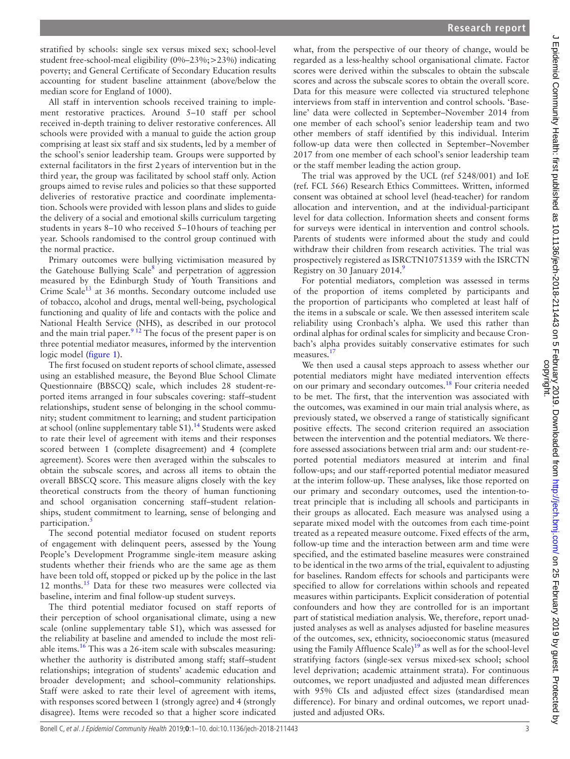stratified by schools: single sex versus mixed sex; school-level student free-school-meal eligibility (0%–23%; >23%) indicating poverty; and General Certificate of Secondary Education results accounting for student baseline attainment (above/below the median score for England of 1000).

All staff in intervention schools received training to implement restorative practices. Around 5–10 staff per school received in-depth training to deliver restorative conferences. All schools were provided with a manual to guide the action group comprising at least six staff and six students, led by a member of the school's senior leadership team. Groups were supported by external facilitators in the first 2 years of intervention but in the third year, the group was facilitated by school staff only. Action groups aimed to revise rules and policies so that these supported deliveries of restorative practice and coordinate implementation. Schools were provided with lesson plans and slides to guide the delivery of a social and emotional skills curriculum targeting students in years 8–10 who received 5–10 hours of teaching per year. Schools randomised to the control group continued with the normal practice.

Primary outcomes were bullying victimisation measured by the Gatehouse Bullying Scale[8] and perpetration of aggression measured by the Edinburgh Study of Youth Transitions and Crime Scale[13] at 36 months. Secondary outcome included use of tobacco, alcohol and drugs, mental well-being, psychological functioning and quality of life and contacts with the police and National Health Service (NHS), as described in our protocol and the main trial paper.[9 12] The focus of the present paper is on three potential mediator measures, informed by the intervention logic model (figure 1).

The first focused on student reports of school climate, assessed using an established measure, the Beyond Blue School Climate Questionnaire (BBSCQ) scale, which includes 28 student-reported items arranged in four subscales covering: staff–student relationships, student sense of belonging in the school community; student commitment to learning; and student participation at school (online supplementary table S1).[14] Students were asked to rate their level of agreement with items and their responses scored between 1 (complete disagreement) and 4 (complete agreement). Scores were then averaged within the subscales to obtain the subscale scores, and across all items to obtain the overall BBSCQ score. This measure aligns closely with the key theoretical constructs from the theory of human functioning and school organisation concerning staff–student relationships, student commitment to learning, sense of belonging and participation.[5]

The second potential mediator focused on student reports of engagement with delinquent peers, assessed by the Young People's Development Programme single-item measure asking students whether their friends who are the same age as them have been told off, stopped or picked up by the police in the last 12 months.[15] Data for these two measures were collected via baseline, interim and final follow-up student surveys.

The third potential mediator focused on staff reports of their perception of school organisational climate, using a new scale (online supplementary table S1), which was assessed for the reliability at baseline and amended to include the most reliable items.[16] This was a 26-item scale with subscales measuring: whether the authority is distributed among staff; staff–student relationships; integration of students' academic education and broader development; and school–community relationships. Staff were asked to rate their level of agreement with items, with responses scored between 1 (strongly agree) and 4 (strongly disagree). Items were recoded so that a higher score indicated what, from the perspective of our theory of change, would be regarded as a less-healthy school organisational climate. Factor scores were derived within the subscales to obtain the subscale scores and across the subscale scores to obtain the overall score. Data for this measure were collected via structured telephone interviews from staff in intervention and control schools. 'Baseline' data were collected in September–November 2014 from one member of each school's senior leadership team and two other members of staff identified by this individual. Interim follow-up data were then collected in September–November 2017 from one member of each school's senior leadership team or the staff member leading the action group.

The trial was approved by the UCL (ref 5248/001) and IoE (ref. FCL 566) Research Ethics Committees. Written, informed consent was obtained at school level (head-teacher) for random allocation and intervention, and at the individual-participant level for data collection. Information sheets and consent forms for surveys were identical in intervention and control schools. Parents of students were informed about the study and could withdraw their children from research activities. The trial was prospectively registered as ISRCTN10751359 with the ISRCTN Registry on 30 January 2014.[9]

For potential mediators, completion was assessed in terms of the proportion of items completed by participants and the proportion of participants who completed at least half of the items in a subscale or scale. We then assessed interitem scale reliability using Cronbach's alpha. We used this rather than ordinal alphas for ordinal scales for simplicity and because Cronbach's alpha provides suitably conservative estimates for such measures.[17]

We then used a causal steps approach to assess whether our potential mediators might have mediated intervention effects on our primary and secondary outcomes.[18] Four criteria needed to be met. The first, that the intervention was associated with the outcomes, was examined in our main trial analysis where, as previously stated, we observed a range of statistically significant positive effects. The second criterion required an association between the intervention and the potential mediators. We therefore assessed associations between trial arm and: our student-reported potential mediators measured at interim and final follow-ups; and our staff-reported potential mediator measured at the interim follow-up. These analyses, like those reported on our primary and secondary outcomes, used the intention-to-treat principle that is including all schools and participants in their groups as allocated. Each measure was analysed using a separate mixed model with the outcomes from each time-point treated as a repeated measure outcome. Fixed effects of the arm, follow-up time and the interaction between arm and time were specified, and the estimated baseline measures were constrained to be identical in the two arms of the trial, equivalent to adjusting for baselines. Random effects for schools and participants were specified to allow for correlations within schools and repeated measures within participants. Explicit consideration of potential confounders and how they are controlled for is an important part of statistical mediation analysis. We, therefore, report unadjusted analyses as well as analyses adjusted for baseline measures of the outcomes, sex, ethnicity, socioeconomic status (measured using the Family Affluence Scale)[19] as well as for the school-level stratifying factors (single-sex versus mixed-sex school; school level deprivation; academic attainment strata). For continuous outcomes, we report unadjusted and adjusted mean differences with 95% CIs and adjusted effect sizes (standardised mean difference). For binary and ordinal outcomes, we report unadjusted and adjusted ORs.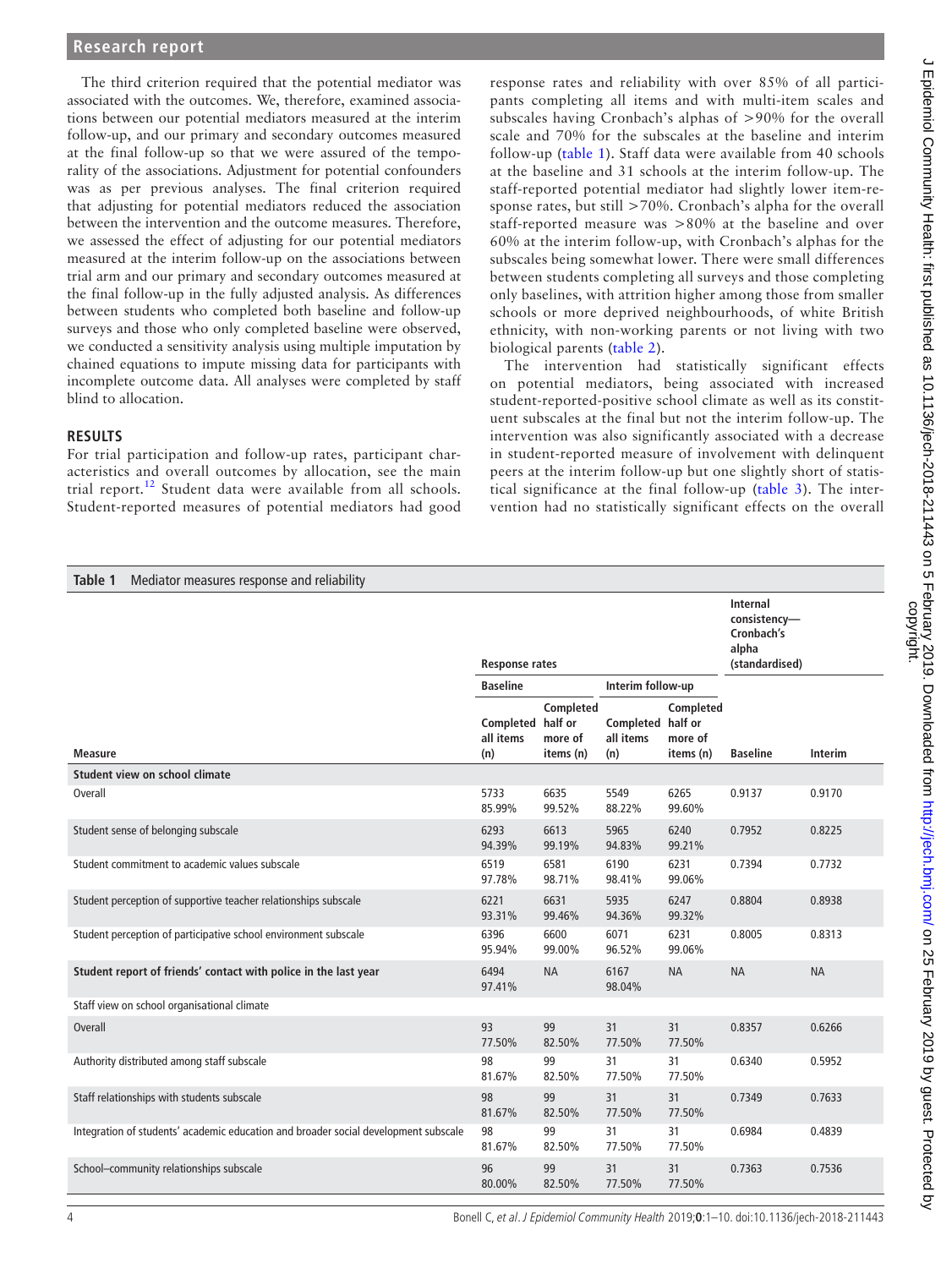The third criterion required that the potential mediator was associated with the outcomes. We, therefore, examined associations between our potential mediators measured at the interim follow-up, and our primary and secondary outcomes measured at the final follow-up so that we were assured of the temporality of the associations. Adjustment for potential confounders was as per previous analyses. The final criterion required that adjusting for potential mediators reduced the association between the intervention and the outcome measures. Therefore, we assessed the effect of adjusting for our potential mediators measured at the interim follow-up on the associations between trial arm and our primary and secondary outcomes measured at the final follow-up in the fully adjusted analysis. As differences between students who completed both baseline and follow-up surveys and those who only completed baseline were observed, we conducted a sensitivity analysis using multiple imputation by chained equations to impute missing data for participants with incomplete outcome data. All analyses were completed by staff blind to allocation.

## RESULTS

For trial participation and follow-up rates, participant characteristics and overall outcomes by allocation, see the main trial report.[12] Student data were available from all schools. Student-reported measures of potential mediators had good response rates and reliability with over 85% of all participants completing all items and with multi-item scales and subscales having Cronbach's alphas of >90% for the overall scale and 70% for the subscales at the baseline and interim follow-up (table 1). Staff data were available from 40 schools at the baseline and 31 schools at the interim follow-up. The staff-reported potential mediator had slightly lower item-response rates, but still >70%. Cronbach's alpha for the overall staff-reported measure was >80% at the baseline and over 60% at the interim follow-up, with Cronbach's alphas for the subscales being somewhat lower. There were small differences between students completing all surveys and those completing only baselines, with attrition higher among those from smaller schools or more deprived neighbourhoods, of white British ethnicity, with non-working parents or not living with two biological parents (table 2).

The intervention had statistically significant effects on potential mediators, being associated with increased student-reported-positive school climate as well as its constituent subscales at the final but not the interim follow-up. The intervention was also significantly associated with a decrease in student-reported measure of involvement with delinquent peers at the interim follow-up but one slightly short of statistical significance at the final follow-up (table 3). The intervention had no statistically significant effects on the overall

**Table 1** Mediator measures response and reliability

| | Response rates | | | | Internal consistency—Cronbach's alpha (standardised) | |
|---|---|---|---|---|---|---|
| | Baseline | | Interim follow-up | | | |
| Measure | Completed all items (n) | Completed half or more of items (n) | Completed all items (n) | Completed half or more of items (n) | Baseline | Interim |
| **Student view on school climate** | | | | | | |
| Overall | 5733<br>85.99% | 6635<br>99.52% | 5549<br>88.22% | 6265<br>99.60% | 0.9137 | 0.9170 |
| Student sense of belonging subscale | 6293<br>94.39% | 6613<br>99.19% | 5965<br>94.83% | 6240<br>99.21% | 0.7952 | 0.8225 |
| Student commitment to academic values subscale | 6519<br>97.78% | 6581<br>98.71% | 6190<br>98.41% | 6231<br>99.06% | 0.7394 | 0.7732 |
| Student perception of supportive teacher relationships subscale | 6221<br>93.31% | 6631<br>99.46% | 5935<br>94.36% | 6247<br>99.32% | 0.8804 | 0.8938 |
| Student perception of participative school environment subscale | 6396<br>95.94% | 6600<br>99.00% | 6071<br>96.52% | 6231<br>99.06% | 0.8005 | 0.8313 |
| **Student report of friends' contact with police in the last year** | 6494<br>97.41% | NA | 6167<br>98.04% | NA | NA | NA |
| Staff view on school organisational climate | | | | | | |
| Overall | 93<br>77.50% | 99<br>82.50% | 31<br>77.50% | 31<br>77.50% | 0.8357 | 0.6266 |
| Authority distributed among staff subscale | 98<br>81.67% | 99<br>82.50% | 31<br>77.50% | 31<br>77.50% | 0.6340 | 0.5952 |
| Staff relationships with students subscale | 98<br>81.67% | 99<br>82.50% | 31<br>77.50% | 31<br>77.50% | 0.7349 | 0.7633 |
| Integration of students' academic education and broader social development subscale | 98<br>81.67% | 99<br>82.50% | 31<br>77.50% | 31<br>77.50% | 0.6984 | 0.4839 |
| School–community relationships subscale | 96<br>80.00% | 99<br>82.50% | 31<br>77.50% | 31<br>77.50% | 0.7363 | 0.7536 |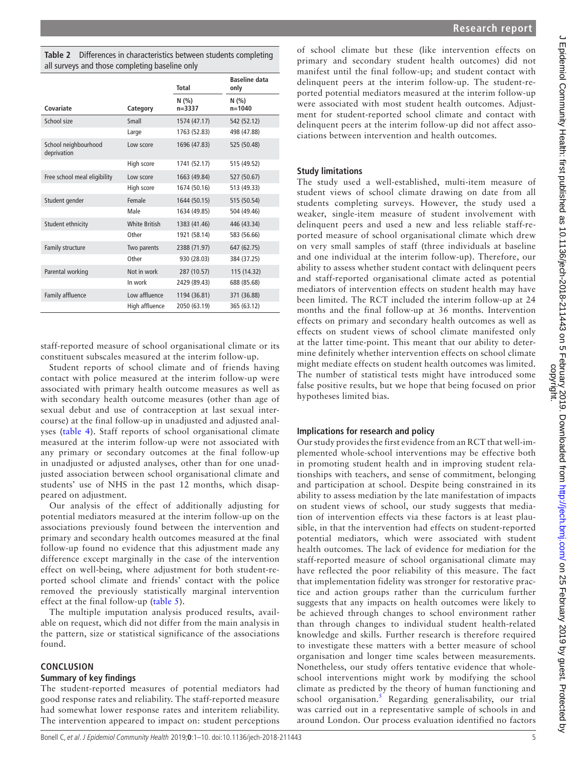**Table 2** Differences in characteristics between students completing all surveys and those completing baseline only

| Covariate | Category | Total N (%) n=3337 | Baseline data only N (%) n=1040 |
|---|---|---|---|
| School size | Small | 1574 (47.17) | 542 (52.12) |
| | Large | 1763 (52.83) | 498 (47.88) |
| School neighbourhood deprivation | Low score | 1696 (47.83) | 525 (50.48) |
| | High score | 1741 (52.17) | 515 (49.52) |
| Free school meal eligibility | Low score | 1663 (49.84) | 527 (50.67) |
| | High score | 1674 (50.16) | 513 (49.33) |
| Student gender | Female | 1644 (50.15) | 515 (50.54) |
| | Male | 1634 (49.85) | 504 (49.46) |
| Student ethnicity | White British | 1383 (41.46) | 446 (43.34) |
| | Other | 1921 (58.14) | 583 (56.66) |
| Family structure | Two parents | 2388 (71.97) | 647 (62.75) |
| | Other | 930 (28.03) | 384 (37.25) |
| Parental working | Not in work | 287 (10.57) | 115 (14.32) |
| | In work | 2429 (89.43) | 688 (85.68) |
| Family affluence | Low affluence | 1194 (36.81) | 371 (36.88) |
| | High affluence | 2050 (63.19) | 365 (63.12) |

staff-reported measure of school organisational climate or its constituent subscales measured at the interim follow-up.

Student reports of school climate and of friends having contact with police measured at the interim follow-up were associated with primary health outcome measures as well as with secondary health outcome measures (other than age of sexual debut and use of contraception at last sexual intercourse) at the final follow-up in unadjusted and adjusted analyses (table 4). Staff reports of school organisational climate measured at the interim follow-up were not associated with any primary or secondary outcomes at the final follow-up in unadjusted or adjusted analyses, other than for one unadjusted association between school organisational climate and students' use of NHS in the past 12 months, which disappeared on adjustment.

Our analysis of the effect of additionally adjusting for potential mediators measured at the interim follow-up on the associations previously found between the intervention and primary and secondary health outcomes measured at the final follow-up found no evidence that this adjustment made any difference except marginally in the case of the intervention effect on well-being, where adjustment for both student-reported school climate and friends' contact with the police removed the previously statistically marginal intervention effect at the final follow-up (table 5).

The multiple imputation analysis produced results, available on request, which did not differ from the main analysis in the pattern, size or statistical significance of the associations found.

## CONCLUSION

### Summary of key findings

The student-reported measures of potential mediators had good response rates and reliability. The staff-reported measure had somewhat lower response rates and interitem reliability. The intervention appeared to impact on: student perceptions of school climate but these (like intervention effects on primary and secondary student health outcomes) did not manifest until the final follow-up; and student contact with delinquent peers at the interim follow-up. The student-reported potential mediators measured at the interim follow-up were associated with most student health outcomes. Adjustment for student-reported school climate and contact with delinquent peers at the interim follow-up did not affect associations between intervention and health outcomes.

### Study limitations

The study used a well-established, multi-item measure of student views of school climate drawing on date from all students completing surveys. However, the study used a weaker, single-item measure of student involvement with delinquent peers and used a new and less reliable staff-reported measure of school organisational climate which drew on very small samples of staff (three individuals at baseline and one individual at the interim follow-up). Therefore, our ability to assess whether student contact with delinquent peers and staff-reported organisational climate acted as potential mediators of intervention effects on student health may have been limited. The RCT included the interim follow-up at 24 months and the final follow-up at 36 months. Intervention effects on primary and secondary health outcomes as well as effects on student views of school climate manifested only at the latter time-point. This meant that our ability to determine definitely whether intervention effects on school climate might mediate effects on student health outcomes was limited. The number of statistical tests might have introduced some false positive results, but we hope that being focused on prior hypotheses limited bias.

### Implications for research and policy

Our study provides the first evidence from an RCT that well-implemented whole-school interventions may be effective both in promoting student health and in improving student relationships with teachers, and sense of commitment, belonging and participation at school. Despite being constrained in its ability to assess mediation by the late manifestation of impacts on student views of school, our study suggests that mediation of intervention effects via these factors is at least plausible, in that the intervention had effects on student-reported potential mediators, which were associated with student health outcomes. The lack of evidence for mediation for the staff-reported measure of school organisational climate may have reflected the poor reliability of this measure. The fact that implementation fidelity was stronger for restorative practice and action groups rather than the curriculum further suggests that any impacts on health outcomes were likely to be achieved through changes to school environment rather than through changes to individual student health-related knowledge and skills. Further research is therefore required to investigate these matters with a better measure of school organisation and longer time scales between measurements. Nonetheless, our study offers tentative evidence that whole-school interventions might work by modifying the school climate as predicted by the theory of human functioning and school organisation.[5] Regarding generalisability, our trial was carried out in a representative sample of schools in and around London. Our process evaluation identified no factors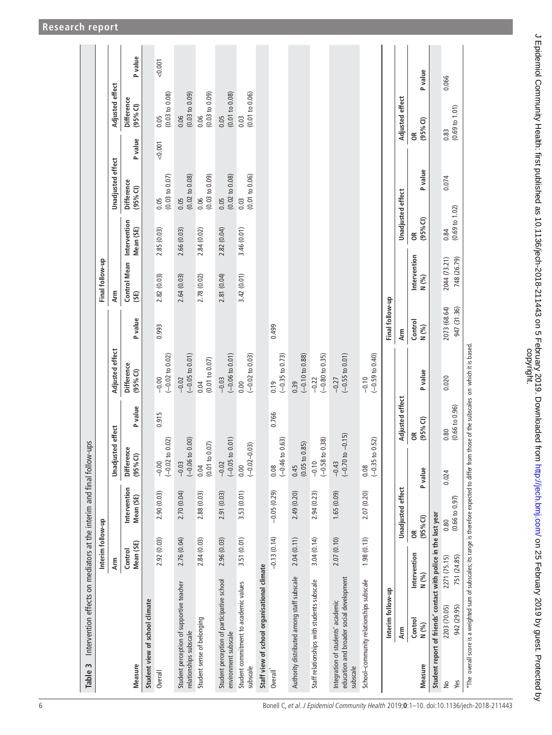**Table 3** Intervention effects on mediators at the interim and final follow-ups

| Measure | Interim follow-up | | | | | | | Final follow-up | | | | | | |
|---|---|---|---|---|---|---|---|---|---|---|---|---|---|---|
| | Arm | | Unadjusted effect | | Adjusted effect | | | Arm | | Unadjusted effect | | Adjusted effect | | |
| | Control Mean (SE) | Intervention Mean (SE) | Difference (95% CI) | P value | Difference (95% CI) | P value | | Control Mean (SE) | Intervention Mean (SE) | Difference (95% CI) | P value | Difference (95% CI) | P value | |
| **Student view of school climate** | | | | | | | | | | | | | | |
| Overall | 2.92 (0.03) | 2.90 (0.03) | −0.00 (−0.02 to 0.02) | 0.915 | −0.00 (−0.02 to 0.02) | 0.993 | | 2.82 (0.03) | 2.85 (0.03) | 0.05 (0.03 to 0.07) | <0.001 | 0.05 (0.03 to 0.08) | <0.001 | |
| Student perception of supportive teacher relationships subscale | 2.76 (0.04) | 2.70 (0.04) | −0.03 (−0.06 to 0.00) | | −0.02 (−0.05 to 0.01) | | | 2.64 (0.03) | 2.66 (0.03) | 0.05 (0.02 to 0.08) | | 0.06 (0.03 to 0.09) | | |
| Student sense of belonging | 2.84 (0.03) | 2.88 (0.03) | 0.04 (0.01 to 0.07) | | 0.04 (0.01 to 0.07) | | | 2.78 (0.02) | 2.84 (0.02) | 0.06 (0.03 to 0.09) | | 0.06 (0.03 to 0.09) | | |
| Student perception of participative school environment subscale | 2.96 (0.03) | 2.91 (0.03) | −0.02 (−0.05 to 0.01) | | −0.03 (−0.06 to 0.01) | | | 2.81 (0.04) | 2.82 (0.04) | 0.05 (0.02 to 0.08) | | 0.05 (0.01 to 0.08) | | |
| Student commitment to academic values subscale | 3.51 (0.01) | 3.53 (0.01) | 0.00 (−0.02–0.03) | | 0.00 (−0.02 to 0.03) | | | 3.42 (0.01) | 3.46 (0.01) | 0.03 (0.01 to 0.06) | | 0.03 (0.01 to 0.06) | | |
| **Staff view of school organisational climate** | | | | | | | | | | | | | | |
| Overall* | −0.13 (0.14) | −0.05 (0.29) | 0.08 (−0.46 to 0.63) | 0.766 | 0.19 (−0.35 to 0.73) | 0.499 | | | | | | | | |
| Authority distributed among staff subscale | 2.04 (0.11) | 2.49 (0.20) | 0.45 (0.05 to 0.85) | | 0.39 (−0.10 to 0.88) | | | | | | | | | |
| Staff relationships with students subscale | 3.04 (0.14) | 2.94 (0.23) | −0.10 (−0.58 to 0.38) | | −0.22 (−0.80 to 0.35) | | | | | | | | | |
| Integration of students' academic education and broader social development subscale | 2.07 (0.10) | 1.65 (0.09) | −0.43 (−0.70 to −0.15) | | −0.27 (−0.55 to 0.01) | | | | | | | | | |
| School–community relationships subscale | 1.98 (0.13) | 2.07 (0.20) | 0.08 (−0.35 to 0.52) | | −0.10 (−0.59 to 0.40) | | | | | | | | | |

| Measure | Interim follow-up | | | | | | Final follow-up | | | | | |
|---|---|---|---|---|---|---|---|---|---|---|---|---|
| | Arm | | Unadjusted effect | | Adjusted effect | | Arm | | Unadjusted effect | | Adjusted effect | |
| | Control N (%) | Intervention N (%) | OR (95% CI) | P value | OR (95% CI) | P value | Control N (%) | Intervention N (%) | OR (95% CI) | P value | OR (95% CI) | P value |
| **Student report of friends' contact with police in the last year** | | | | | | | | | | | | |
| No | 2203 (70.05) | 2271 (75.15) | 0.80 (0.66 to 0.97) | 0.024 | 0.80 (0.66 to 0.96) | 0.020 | 2073 (68.64) | 2044 (73.21) | 0.84 (0.69 to 1.02) | 0.074 | 0.83 (0.69 to 1.01) | 0.066 |
| Yes | 942 (29.95) | 751 (24.85) | | | | | 947 (31.36) | 748 (26.79) | | | | |

*The overall score is a weighted sum of subscales; its range is therefore expected to differ from those of the subscales on which it is based.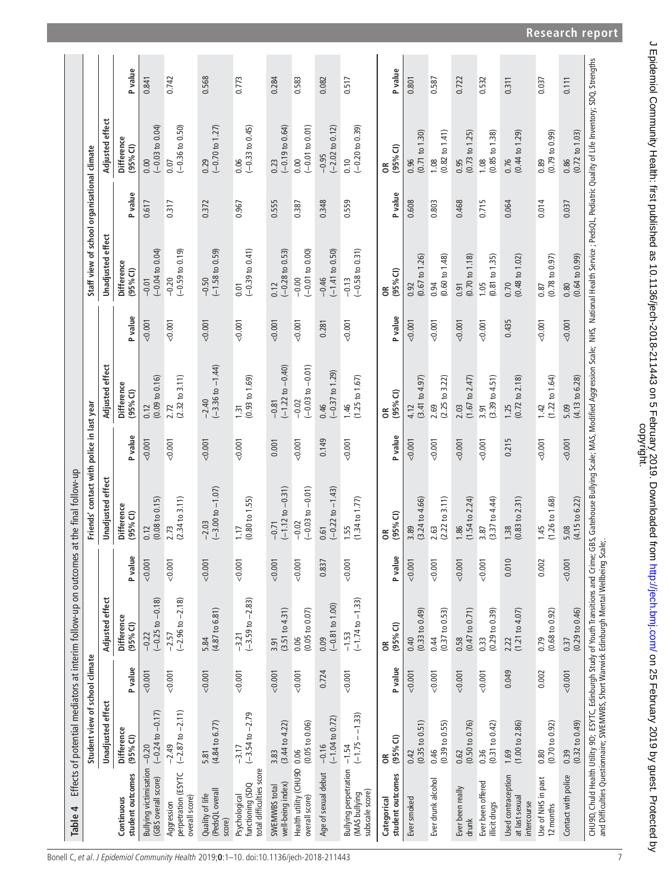**Table 4** Effects of potential mediators at interim follow-up on outcomes at the final follow-up

| | Student view of school climate | | | | Friends' contact with police in last year | | | | Staff view of school organisational climate | | | |
|---|---|---|---|---|---|---|---|---|---|---|---|---|
| | Unadjusted effect | | Adjusted effect | | Unadjusted effect | | Adjusted effect | | Unadjusted effect | | Adjusted effect | |
| **Continuous student outcomes** | Difference (95% CI) | P value | Difference (95% CI) | P value | Difference (95% CI) | P value | Difference (95% CI) | P value | Difference (95% CI) | P value | Difference (95% CI) | P value |
| Bullying victimisation (GBS overall score) | −0.20 (−0.24 to −0.17) | <0.001 | −0.22 (−0.25 to −0.18) | <0.001 | 0.12 (0.08 to 0.15) | <0.001 | 0.12 (0.09 to 0.16) | <0.001 | −0.01 (−0.04 to 0.04) | 0.617 | 0.00 (−0.03 to 0.04) | 0.841 |
| Aggression perpetration (ESYTC overall score) | −2.49 (−2.87 to −2.11) | <0.001 | −2.57 (−2.96 to −2.18) | <0.001 | 2.73 (2.34 to 3.11) | <0.001 | 2.72 (2.32 to 3.11) | <0.001 | −0.20 (−0.59 to 0.19) | 0.317 | 0.07 (−0.36 to 0.50) | 0.742 |
| Quality of life (PedsQL overall score) | 5.81 (4.84 to 6.77) | <0.001 | 5.84 (4.87 to 6.81) | <0.001 | −2.03 (−3.00 to −1.07) | <0.001 | −2.40 (−3.36 to −1.44) | <0.001 | −0.50 (−1.58 to 0.59) | 0.372 | 0.29 (−0.70 to 1.27) | 0.568 |
| Psychological functioning (SDQ total difficulties score | −3.17 (−3.54 to −2.79 | <0.001 | −3.21 (−3.59 to −2.83) | <0.001 | 1.17 (0.80 to 1.55) | <0.001 | 1.31 (0.93 to 1.69) | <0.001 | 0.01 (−0.39 to 0.41) | 0.967 | 0.06 (−0.33 to 0.45) | 0.773 |
| SWEMWBS total well-being index) | 3.83 (3.44 to 4.22) | <0.001 | 3.91 (3.51 to 4.31) | <0.001 | −0.71 (−1.12 to −0.31) | 0.001 | −0.81 (−1.22 to −0.40) | <0.001 | 0.12 (−0.28 to 0.53) | 0.555 | 0.23 (−0.19 to 0.64) | 0.284 |
| Health utility (CHU9D overall score) | 0.06 (0.05 to 0.06) | <0.001 | 0.06 (0.05 to 0.07) | <0.001 | −0.02 (−0.03 to −0.01) | <0.001 | −0.02 (−0.03 to −0.01) | <0.001 | −0.00 (−0.01 to 0.00) | 0.387 | 0.00 (−0.01 to 0.01) | 0.583 |
| Age of sexual debut | −0.16 (−1.04 to 0.72) | 0.724 | 0.09 (−0.81 to 1.00) | 0.837 | 0.61 (−0.22 to −1.43) | 0.149 | 0.46 (−0.37 to 1.29) | 0.281 | −0.46 (−1.41 to 0.50) | 0.348 | −0.95 (−2.02 to 0.12) | 0.082 |
| Bullying perpetration (MAS bullying subscale score) | −1.54 (−1.75 – −1.33) | <0.001 | −1.53 (−1.74 to −1.33) | <0.001 | 1.55 (1.34 to 1.77) | <0.001 | 1.46 (1.25 to 1.67) | <0.001 | −0.13 (−0.58 to 0.31) | 0.559 | 0.10 (−0.20 to 0.39) | 0.517 |
| **Categorical student outcomes** | OR (95% CI) | P value | OR (95% CI) | P value | OR (95% CI) | P value | OR (95% CI) | P value | OR (95% CI) | P value | OR (95% CI) | P value |
| Ever smoked | 0.42 (0.35 to 0.51) | <0.001 | 0.40 (0.33 to 0.49) | <0.001 | 3.89 (3.24 to 4.66) | <0.001 | 4.12 (3.41 to 4.97) | <0.001 | 0.92 (0.67 to 1.26) | 0.608 | 0.96 (0.71 to 1.30) | 0.801 |
| Ever drunk alcohol | 0.46 (0.39 to 0.55) | <0.001 | 0.44 (0.37 to 0.53) | <0.001 | 2.63 (2.22 to 3.11) | <0.001 | 2.69 (2.25 to 3.22) | <0.001 | 0.94 (0.60 to 1.48) | 0.803 | 1.08 (0.82 to 1.41) | 0.587 |
| Ever been really drunk | 0.62 (0.50 to 0.76) | <0.001 | 0.58 (0.47 to 0.71) | <0.001 | 1.86 (1.54 to 2.24) | <0.001 | 2.03 (1.67 to 2.47) | <0.001 | 0.91 (0.70 to 1.18) | 0.468 | 0.95 (0.73 to 1.25) | 0.722 |
| Ever been offered illicit drugs | 0.36 (0.31 to 0.42) | <0.001 | 0.33 (0.29 to 0.39) | <0.001 | 3.87 (3.37 to 4.44) | <0.001 | 3.91 (3.39 to 4.51) | <0.001 | 1.05 (0.81 to 1.35) | 0.715 | 1.08 (0.85 to 1.38) | 0.532 |
| Used contraception at last sexual intercourse | 1.69 (1.00 to 2.86) | 0.049 | 2.22 (1.21 to 4.07) | 0.010 | 1.38 (0.83 to 2.31) | 0.215 | 1.25 (0.72 to 2.18) | 0.435 | 0.70 (0.48 to 1.02) | 0.064 | 0.76 (0.44 to 1.29) | 0.311 |
| Use of NHS in past 12 months | 0.80 (0.70 to 0.92) | 0.002 | 0.79 (0.68 to 0.92) | 0.002 | 1.45 (1.26 to 1.68) | <0.001 | 1.42 (1.22 to 1.64) | <0.001 | 0.87 (0.78 to 0.97) | 0.014 | 0.89 (0.79 to 0.99) | 0.037 |
| Contact with police | 0.39 (0.32 to 0.49) | <0.001 | 0.37 (0.29 to 0.46) | <0.001 | 5.08 (4.15 to 6.22) | <0.001 | 5.09 (4.13 to 6.28) | <0.001 | 0.80 (0.64 to 0.99) | 0.037 | 0.86 (0.72 to 1.03) | 0.111 |

CHU9D, Child Health Utility 9D; ESYTC, Edinburgh Study of Youth Transitions and Crime; GBS, Gatehouse Bullying Scale; MAS, Modified Aggression Scale; NHS, National Health Service ; PedsQL, Pediatric Quality of Life Inventory; SDQ, Strengths and Difficulties Questionnaire; SWEMWBS, Short Warwick Edinburgh Mental Wellbeing Scale;.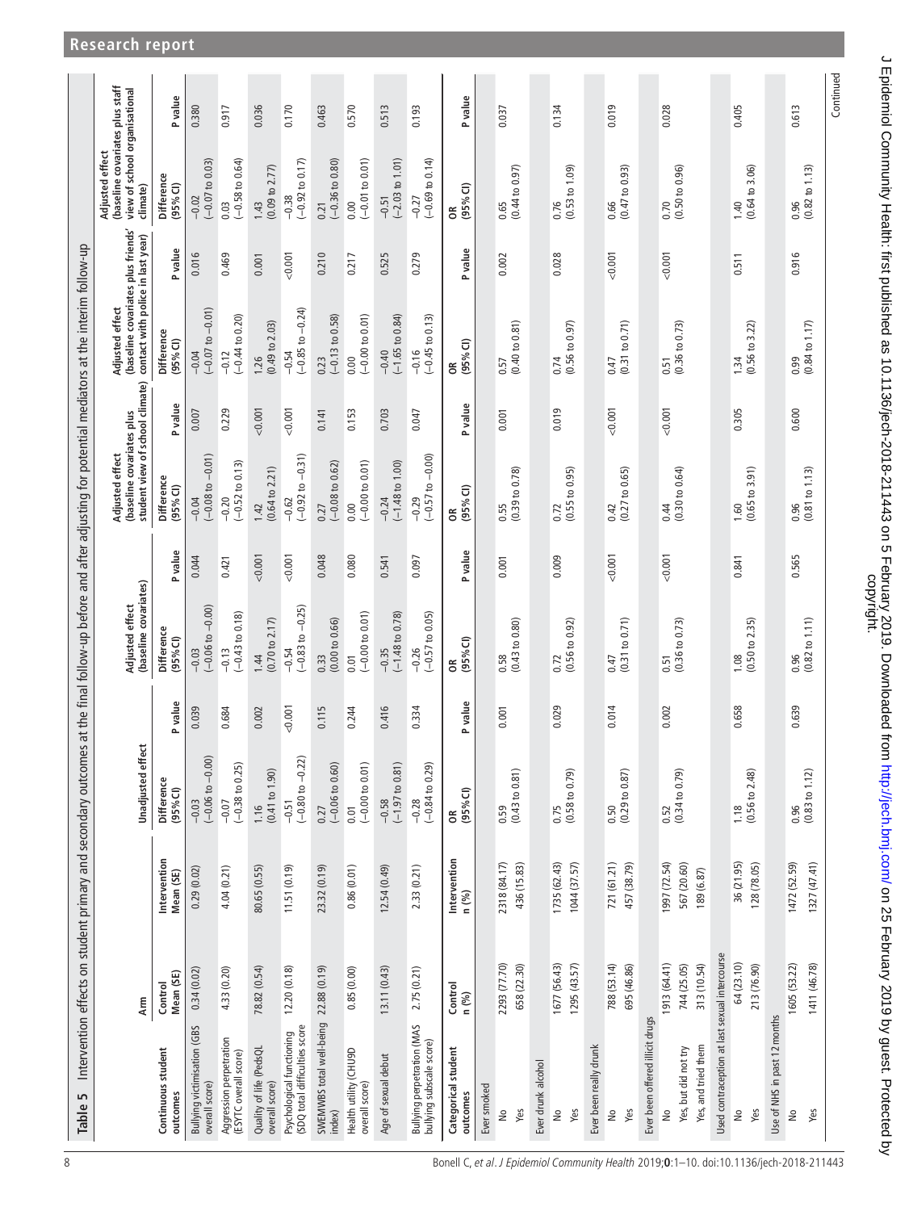Table 5 Intervention effects on student primary and secondary outcomes at the final follow-up before and after adjusting for potential mediators at the interim follow-up

| Continuous student outcomes | Arm | | Unadjusted effect | | Adjusted effect (baseline covariates) | | Adjusted effect (baseline covariates plus student view of school climate) | | Adjusted effect (baseline covariates plus friends' contact with police in last year) | | Adjusted effect (baseline covariates plus staff view of school organisational climate) | |
|---|---|---|---|---|---|---|---|---|---|---|---|---|
| | Control Mean (SE) | Intervention Mean (SE) | Difference (95% CI) | P value | Difference (95% CI) | P value | Difference (95% CI) | P value | Difference (95% CI) | P value | Difference (95% CI) | P value |
| Bullying victimisation (GBS overall score) | 0.34 (0.02) | 0.29 (0.02) | −0.03 (−0.06 to −0.00) | 0.039 | −0.03 (−0.06 to −0.00) | 0.044 | −0.04 (−0.08 to −0.01) | 0.007 | −0.04 (−0.07 to −0.01) | 0.016 | −0.02 (−0.07 to 0.03) | 0.380 |
| Aggression perpetration (ESYTC overall score) | 4.33 (0.20) | 4.04 (0.21) | −0.07 (−0.38 to 0.25) | 0.684 | −0.13 (−0.43 to 0.18) | 0.421 | −0.20 (−0.52 to 0.13) | 0.229 | −0.12 (−0.44 to 0.20) | 0.469 | 0.03 (−0.58 to 0.64) | 0.917 |
| Quality of life (PedsQL overall score) | 78.82 (0.54) | 80.65 (0.55) | 1.16 (0.41 to 1.90) | 0.002 | 1.44 (0.70 to 2.17) | <0.001 | 1.42 (0.64 to 2.21) | <0.001 | 1.26 (0.49 to 2.03) | 0.001 | 1.43 (0.09 to 2.77) | 0.036 |
| Psychological functioning (SDQ total difficulties score | 12.20 (0.18) | 11.51 (0.19) | −0.51 (−0.80 to −0.22) | <0.001 | −0.54 (−0.83 to −0.25) | <0.001 | −0.62 (−0.92 to −0.31) | <0.001 | −0.54 (−0.85 to −0.24) | <0.001 | −0.38 (−0.92 to 0.17) | 0.170 |
| SWEMWBS total well-being index) | 22.88 (0.19) | 23.32 (0.19) | 0.27 (−0.06 to 0.60) | 0.115 | 0.33 (0.00 to 0.66) | 0.048 | 0.27 (−0.08 to 0.62) | 0.141 | 0.23 (−0.13 to 0.58) | 0.210 | 0.21 (−0.36 to 0.80) | 0.463 |
| Health utility (CHU9D overall score) | 0.85 (0.00) | 0.86 (0.01) | 0.01 (−0.00 to 0.01) | 0.244 | 0.01 (−0.00 to 0.01) | 0.080 | 0.00 (−0.00 to 0.01) | 0.153 | 0.00 (−0.00 to 0.01) | 0.217 | 0.00 (−0.01 to 0.01) | 0.570 |
| Age of sexual debut | 13.11 (0.43) | 12.54 (0.49) | −0.58 (−1.97 to 0.81) | 0.416 | −0.35 (−1.48 to 0.78) | 0.541 | −0.24 (−1.48 to 1.00) | 0.703 | −0.40 (−1.65 to 0.84) | 0.525 | −0.51 (−2.03 to 1.01) | 0.513 |
| Bullying perpetration (MAS bullying subscale score) | 2.75 (0.21) | 2.33 (0.21) | −0.28 (−0.84 to 0.29) | 0.334 | −0.26 (−0.57 to 0.05) | 0.097 | −0.29 (−0.57 to −0.00) | 0.047 | −0.16 (−0.45 to 0.13) | 0.279 | −0.27 (−0.69 to 0.14) | 0.193 |
| **Categorical student outcomes** | **Control n (%)** | **Intervention n (%)** | **OR (95% CI)** | **P value** | **OR (95% CI)** | **P value** | **OR (95% CI)** | **P value** | **OR (95% CI)** | **P value** | **OR (95% CI)** | **P value** |
| Ever smoked | | | | | | | | | | | | |
| No | 2293 (77.70) | 2318 (84.17) | 0.59 (0.43 to 0.81) | 0.001 | 0.58 (0.43 to 0.80) | 0.001 | 0.55 (0.39 to 0.78) | 0.001 | 0.57 (0.40 to 0.81) | 0.002 | 0.65 (0.44 to 0.97) | 0.037 |
| Yes | 658 (22.30) | 436 (15.83) | | | | | | | | | | |
| Ever drunk alcohol | | | | | | | | | | | | |
| No | 1677 (56.43) | 1735 (62.43) | 0.75 (0.58 to 0.79) | 0.029 | 0.72 (0.56 to 0.92) | 0.009 | 0.72 (0.55 to 0.95) | 0.019 | 0.74 (0.56 to 0.97) | 0.028 | 0.76 (0.53 to 1.09) | 0.134 |
| Yes | 1295 (43.57) | 1044 (37.57) | | | | | | | | | | |
| Ever been really drunk | | | | | | | | | | | | |
| No | 788 (53.14) | 721 (61.21) | 0.50 (0.29 to 0.87) | 0.014 | 0.47 (0.31 to 0.71) | <0.001 | 0.42 (0.27 to 0.65) | <0.001 | 0.47 (0.31 to 0.71) | <0.001 | 0.66 (0.47 to 0.93) | 0.019 |
| Yes | 695 (46.86) | 457 (38.79) | | | | | | | | | | |
| Ever been offered illicit drugs | | | | | | | | | | | | |
| No | 1913 (64.41) | 1997 (72.54) | 0.52 (0.34 to 0.79) | 0.002 | 0.51 (0.36 to 0.73) | <0.001 | 0.44 (0.30 to 0.64) | <0.001 | 0.51 (0.36 to 0.73) | <0.001 | 0.70 (0.50 to 0.96) | 0.028 |
| Yes, but did not try | 744 (25.05) | 567 (20.60) | | | | | | | | | | |
| Yes, and tried them | 313 (10.54) | 189 (6.87) | | | | | | | | | | |
| Used contraception at last sexual intercourse | | | | | | | | | | | | |
| No | 64 (23.10) | 36 (21.95) | 1.18 (0.56 to 2.48) | 0.658 | 1.08 (0.50 to 2.35) | 0.841 | 1.60 (0.65 to 3.91) | 0.305 | 1.34 (0.56 to 3.22) | 0.511 | 1.40 (0.64 to 3.06) | 0.405 |
| Yes | 213 (76.90) | 128 (78.05) | | | | | | | | | | |
| Use of NHS in past 12 months | | | | | | | | | | | | |
| No | 1605 (53.22) | 1472 (52.59) | 0.96 (0.83 to 1.12) | 0.639 | 0.96 (0.82 to 1.11) | 0.565 | 0.96 (0.81 to 1.13) | 0.600 | 0.99 (0.84 to 1.17) | 0.916 | 0.96 (0.82 to 1.13) | 0.613 |
| Yes | 1411 (46.78) | 1327 (47.41) | | | | | | | | | | |

Continued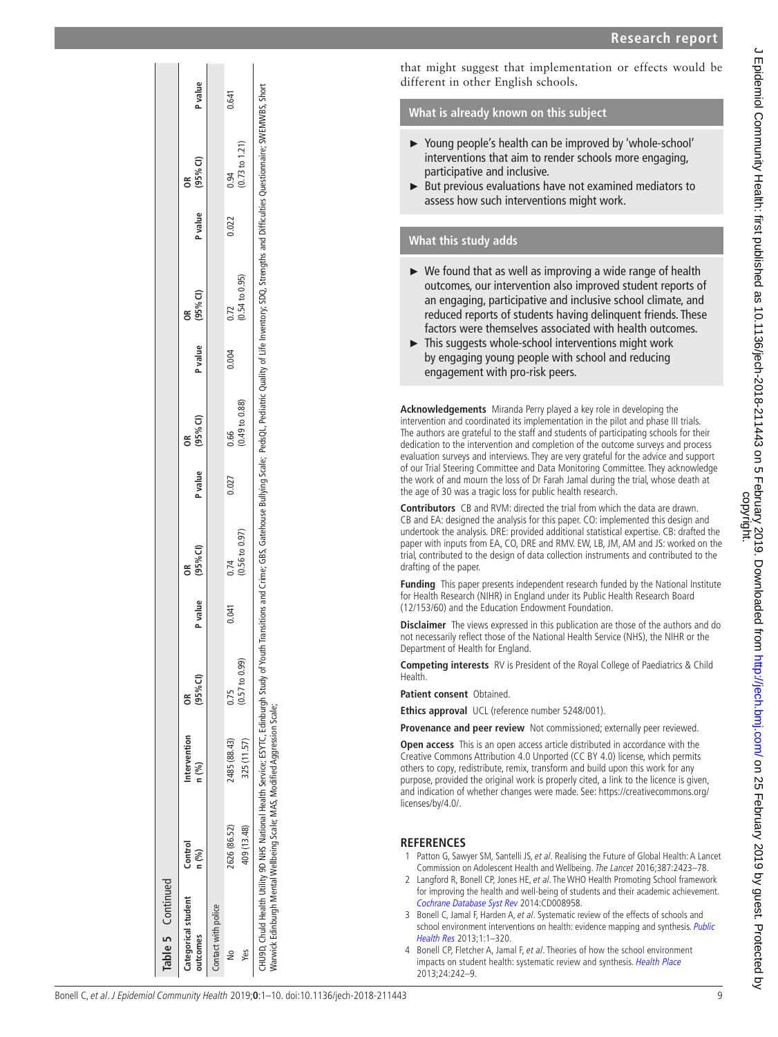**Table 5** Continued

| Categorical student outcomes | Control n (%) | Intervention n (%) | OR (95% CI) | P value | OR (95% CI) | P value | OR (95% CI) | P value | OR (95% CI) | P value | OR (95% CI) | P value |
|---|---|---|---|---|---|---|---|---|---|---|---|---|
| Contact with police | | | | | | | | | | | | |
| No | 2626 (86.52) | 2485 (88.43) | 0.75 (0.57 to 0.99) | 0.041 | 0.74 (0.56 to 0.97) | 0.027 | 0.66 (0.49 to 0.88) | 0.004 | 0.72 (0.54 to 0.95) | 0.022 | 0.94 (0.73 to 1.21) | 0.641 |
| Yes | 409 (13.48) | 325 (11.57) | | | | | | | | | | |

CHU9D, Child Health Utility 9D NHS National Health Service; ESYTC, Edinburgh Study of Youth Transitions and Crime; GBS, Gatehouse Bullying Scale; PedsQL, Pediatric Quality of Life Inventory; SDQ, Strengths and Difficulties Questionnaire; SWEMWBS, Short Warwick Edinburgh Mental Wellbeing Scale; MAS, Modified Aggression Scale;

that might suggest that implementation or effects would be different in other English schools.

## What is already known on this subject

- Young people's health can be improved by 'whole-school' interventions that aim to render schools more engaging, participative and inclusive.
- But previous evaluations have not examined mediators to assess how such interventions might work.

## What this study adds

- We found that as well as improving a wide range of health outcomes, our intervention also improved student reports of an engaging, participative and inclusive school climate, and reduced reports of students having delinquent friends. These factors were themselves associated with health outcomes.
- This suggests whole-school interventions might work by engaging young people with school and reducing engagement with pro-risk peers.

**Acknowledgements** Miranda Perry played a key role in developing the intervention and coordinated its implementation in the pilot and phase III trials. The authors are grateful to the staff and students of participating schools for their dedication to the intervention and completion of the outcome surveys and process evaluation surveys and interviews. They are very grateful for the advice and support of our Trial Steering Committee and Data Monitoring Committee. They acknowledge the work of and mourn the loss of Dr Farah Jamal during the trial, whose death at the age of 30 was a tragic loss for public health research.

**Contributors** CB and RVM: directed the trial from which the data are drawn. CB and EA: designed the analysis for this paper. CO: implemented this design and undertook the analysis. DRE: provided additional statistical expertise. CB: drafted the paper with inputs from EA, CO, DRE and RMV. EW, LB, JM, AM and JS: worked on the trial, contributed to the design of data collection instruments and contributed to the drafting of the paper.

**Funding** This paper presents independent research funded by the National Institute for Health Research (NIHR) in England under its Public Health Research Board (12/153/60) and the Education Endowment Foundation.

**Disclaimer** The views expressed in this publication are those of the authors and do not necessarily reflect those of the National Health Service (NHS), the NIHR or the Department of Health for England.

**Competing interests** RV is President of the Royal College of Paediatrics & Child Health.

**Patient consent** Obtained.

**Ethics approval** UCL (reference number 5248/001).

**Provenance and peer review** Not commissioned; externally peer reviewed.

**Open access** This is an open access article distributed in accordance with the Creative Commons Attribution 4.0 Unported (CC BY 4.0) license, which permits others to copy, redistribute, remix, transform and build upon this work for any purpose, provided the original work is properly cited, a link to the licence is given, and indication of whether changes were made. See: https://creativecommons.org/licenses/by/4.0/.

## REFERENCES

1. Patton G, Sawyer SM, Santelli JS, *et al*. Realising the Future of Global Health: A Lancet Commission on Adolescent Health and Wellbeing. *The Lancet* 2016;387:2423–78.
2. Langford R, Bonell CP, Jones HE, *et al*. The WHO Health Promoting School framework for improving the health and well-being of students and their academic achievement. *Cochrane Database Syst Rev* 2014:CD008958.
3. Bonell C, Jamal F, Harden A, *et al*. Systematic review of the effects of schools and school environment interventions on health: evidence mapping and synthesis. *Public Health Res* 2013;1:1–320.
4. Bonell CP, Fletcher A, Jamal F, *et al*. Theories of how the school environment impacts on student health: systematic review and synthesis. *Health Place* 2013;24:242–9.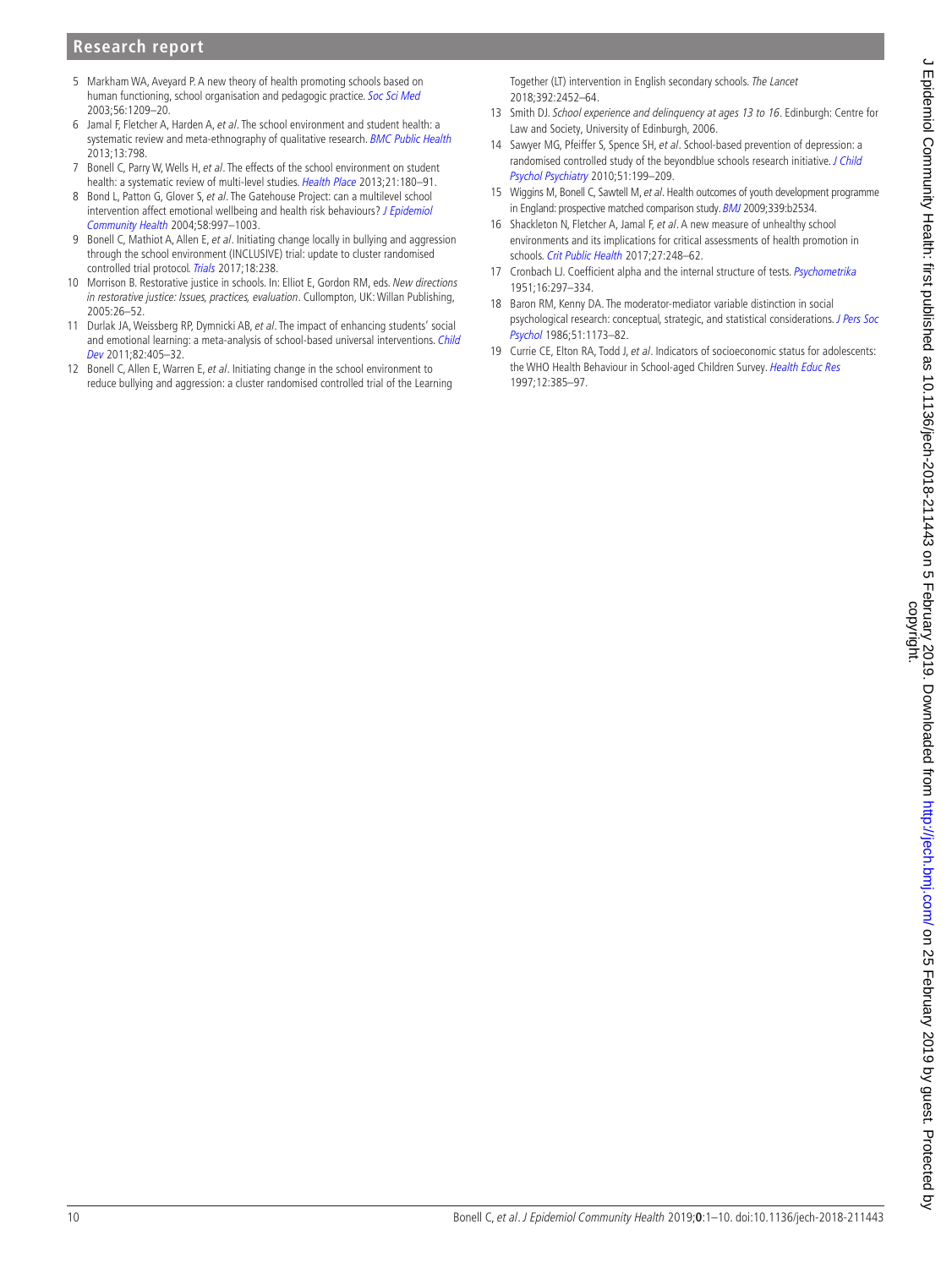5 Markham WA, Aveyard P. A new theory of health promoting schools based on human functioning, school organisation and pedagogic practice. *Soc Sci Med* 2003;56:1209–20.

6 Jamal F, Fletcher A, Harden A, *et al*. The school environment and student health: a systematic review and meta-ethnography of qualitative research. *BMC Public Health* 2013;13:798.

7 Bonell C, Parry W, Wells H, *et al*. The effects of the school environment on student health: a systematic review of multi-level studies. *Health Place* 2013;21:180–91.

8 Bond L, Patton G, Glover S, *et al*. The Gatehouse Project: can a multilevel school intervention affect emotional wellbeing and health risk behaviours? *J Epidemiol Community Health* 2004;58:997–1003.

9 Bonell C, Mathiot A, Allen E, *et al*. Initiating change locally in bullying and aggression through the school environment (INCLUSIVE) trial: update to cluster randomised controlled trial protocol. *Trials* 2017;18:238.

10 Morrison B. Restorative justice in schools. In: Elliot E, Gordon RM, eds. *New directions in restorative justice: Issues, practices, evaluation*. Cullompton, UK: Willan Publishing, 2005:26–52.

11 Durlak JA, Weissberg RP, Dymnicki AB, *et al*. The impact of enhancing students' social and emotional learning: a meta-analysis of school-based universal interventions. *Child Dev* 2011;82:405–32.

12 Bonell C, Allen E, Warren E, *et al*. Initiating change in the school environment to reduce bullying and aggression: a cluster randomised controlled trial of the Learning Together (LT) intervention in English secondary schools. *The Lancet* 2018;392:2452–64.

13 Smith DJ. *School experience and delinquency at ages 13 to 16*. Edinburgh: Centre for Law and Society, University of Edinburgh, 2006.

14 Sawyer MG, Pfeiffer S, Spence SH, *et al*. School-based prevention of depression: a randomised controlled study of the beyondblue schools research initiative. *J Child Psychol Psychiatry* 2010;51:199–209.

15 Wiggins M, Bonell C, Sawtell M, *et al*. Health outcomes of youth development programme in England: prospective matched comparison study. *BMJ* 2009;339:b2534.

16 Shackleton N, Fletcher A, Jamal F, *et al*. A new measure of unhealthy school environments and its implications for critical assessments of health promotion in schools. *Crit Public Health* 2017;27:248–62.

17 Cronbach LJ. Coefficient alpha and the internal structure of tests. *Psychometrika* 1951;16:297–334.

18 Baron RM, Kenny DA. The moderator-mediator variable distinction in social psychological research: conceptual, strategic, and statistical considerations. *J Pers Soc Psychol* 1986;51:1173–82.

19 Currie CE, Elton RA, Todd J, *et al*. Indicators of socioeconomic status for adolescents: the WHO Health Behaviour in School-aged Children Survey. *Health Educ Res* 1997;12:385–97.